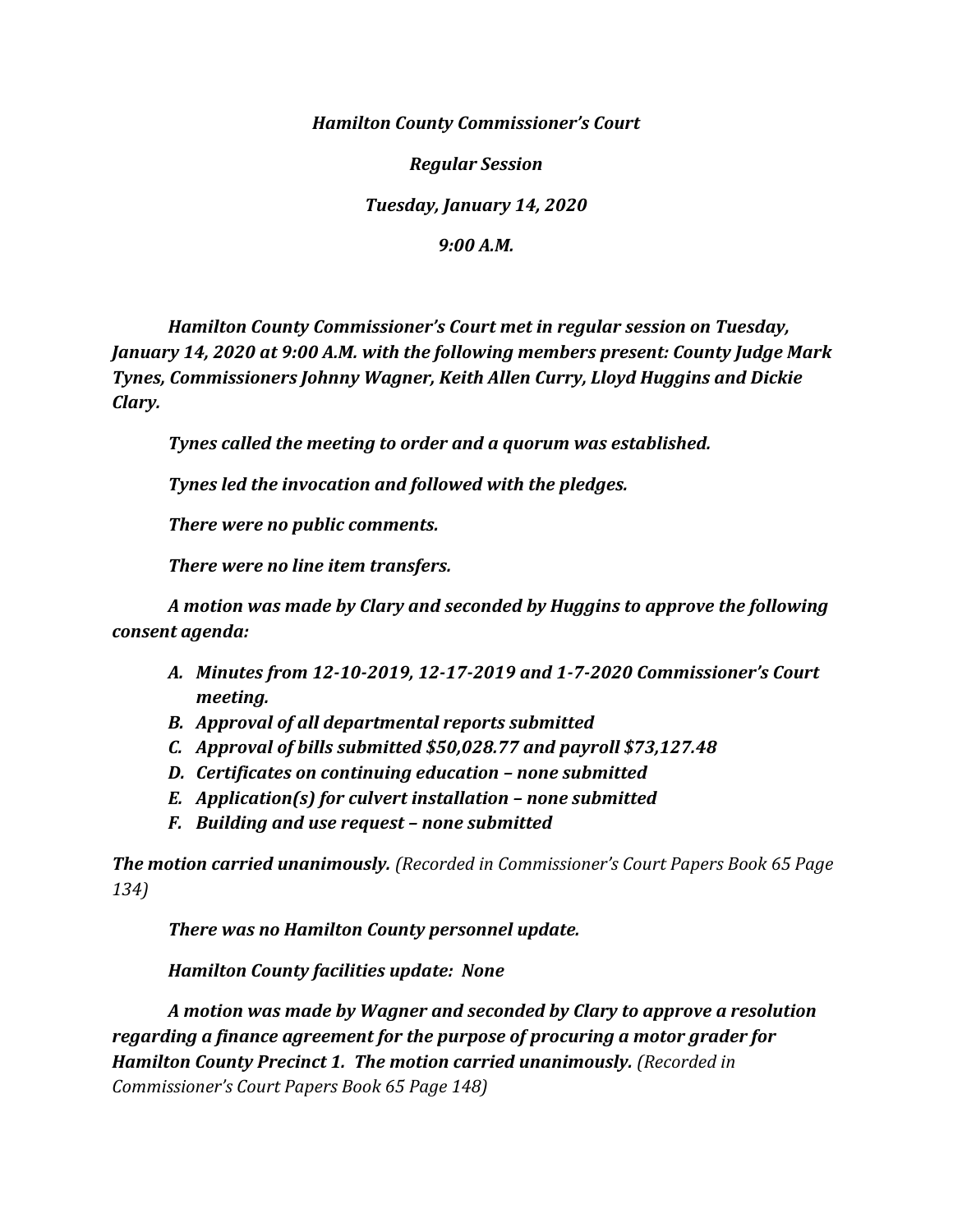***Hamilton County Commissioner's Court***

***Regular Session***

***Tuesday, January 14, 2020***

***9:00 A.M.***

***Hamilton County Commissioner's Court met in regular session on Tuesday, January 14, 2020 at 9:00 A.M. with the following members present: County Judge Mark Tynes, Commissioners Johnny Wagner, Keith Allen Curry, Lloyd Huggins and Dickie Clary.***

***Tynes called the meeting to order and a quorum was established.***

***Tynes led the invocation and followed with the pledges.***

***There were no public comments.***

***There were no line item transfers.***

***A motion was made by Clary and seconded by Huggins to approve the following consent agenda:***

- ***A. Minutes from 12-10-2019, 12-17-2019 and 1-7-2020 Commissioner's Court meeting.***
- ***B. Approval of all departmental reports submitted***
- ***C. Approval of bills submitted $50,028.77 and payroll $73,127.48***
- ***D. Certificates on continuing education – none submitted***
- ***E. Application(s) for culvert installation – none submitted***
- ***F. Building and use request – none submitted***

***The motion carried unanimously.*** *(Recorded in Commissioner's Court Papers Book 65 Page 134)*

***There was no Hamilton County personnel update.***

***Hamilton County facilities update: None***

***A motion was made by Wagner and seconded by Clary to approve a resolution regarding a finance agreement for the purpose of procuring a motor grader for Hamilton County Precinct 1. The motion carried unanimously.*** *(Recorded in Commissioner's Court Papers Book 65 Page 148)*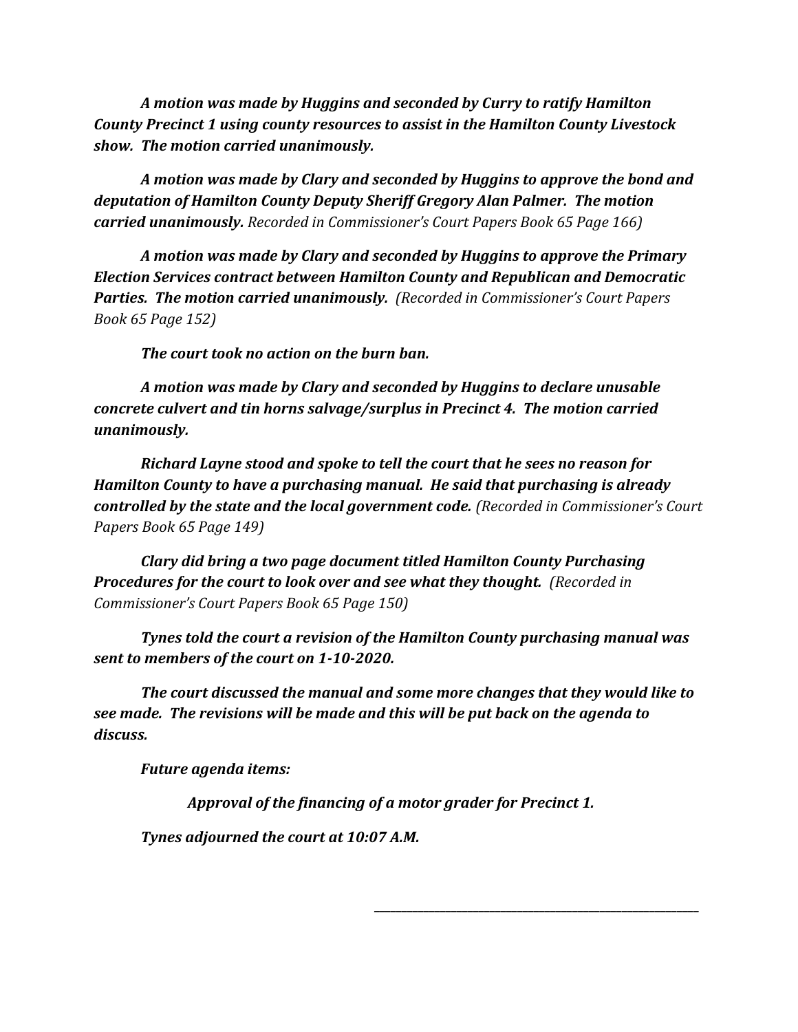***A motion was made by Huggins and seconded by Curry to ratify Hamilton County Precinct 1 using county resources to assist in the Hamilton County Livestock show. The motion carried unanimously.***

***A motion was made by Clary and seconded by Huggins to approve the bond and deputation of Hamilton County Deputy Sheriff Gregory Alan Palmer. The motion carried unanimously.*** *Recorded in Commissioner's Court Papers Book 65 Page 166)*

***A motion was made by Clary and seconded by Huggins to approve the Primary Election Services contract between Hamilton County and Republican and Democratic Parties. The motion carried unanimously.*** *(Recorded in Commissioner's Court Papers Book 65 Page 152)*

***The court took no action on the burn ban.***

***A motion was made by Clary and seconded by Huggins to declare unusable concrete culvert and tin horns salvage/surplus in Precinct 4. The motion carried unanimously.***

***Richard Layne stood and spoke to tell the court that he sees no reason for Hamilton County to have a purchasing manual. He said that purchasing is already controlled by the state and the local government code.*** *(Recorded in Commissioner's Court Papers Book 65 Page 149)*

***Clary did bring a two page document titled Hamilton County Purchasing Procedures for the court to look over and see what they thought.*** *(Recorded in Commissioner's Court Papers Book 65 Page 150)*

***Tynes told the court a revision of the Hamilton County purchasing manual was sent to members of the court on 1-10-2020.***

***The court discussed the manual and some more changes that they would like to see made. The revisions will be made and this will be put back on the agenda to discuss.***

***Future agenda items:***

***Approval of the financing of a motor grader for Precinct 1.***

***Tynes adjourned the court at 10:07 A.M.***

\_\_\_\_\_\_\_\_\_\_\_\_\_\_\_\_\_\_\_\_\_\_\_\_\_\_\_\_\_\_\_\_\_\_\_\_\_\_\_\_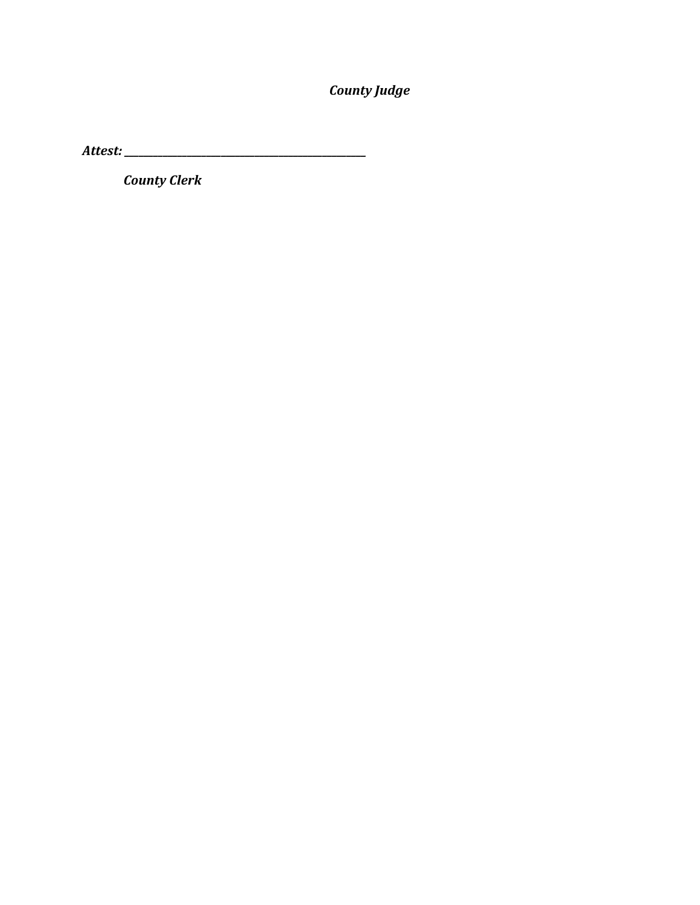***County Judge***

***Attest: \_\_\_\_\_\_\_\_\_\_\_\_\_\_\_\_\_\_\_\_\_\_\_\_\_\_\_\_\_\_\_\_\_\_\_\_\_\_\_\_\_\_\_\_\_\_\_\_\_\_***

***County Clerk***